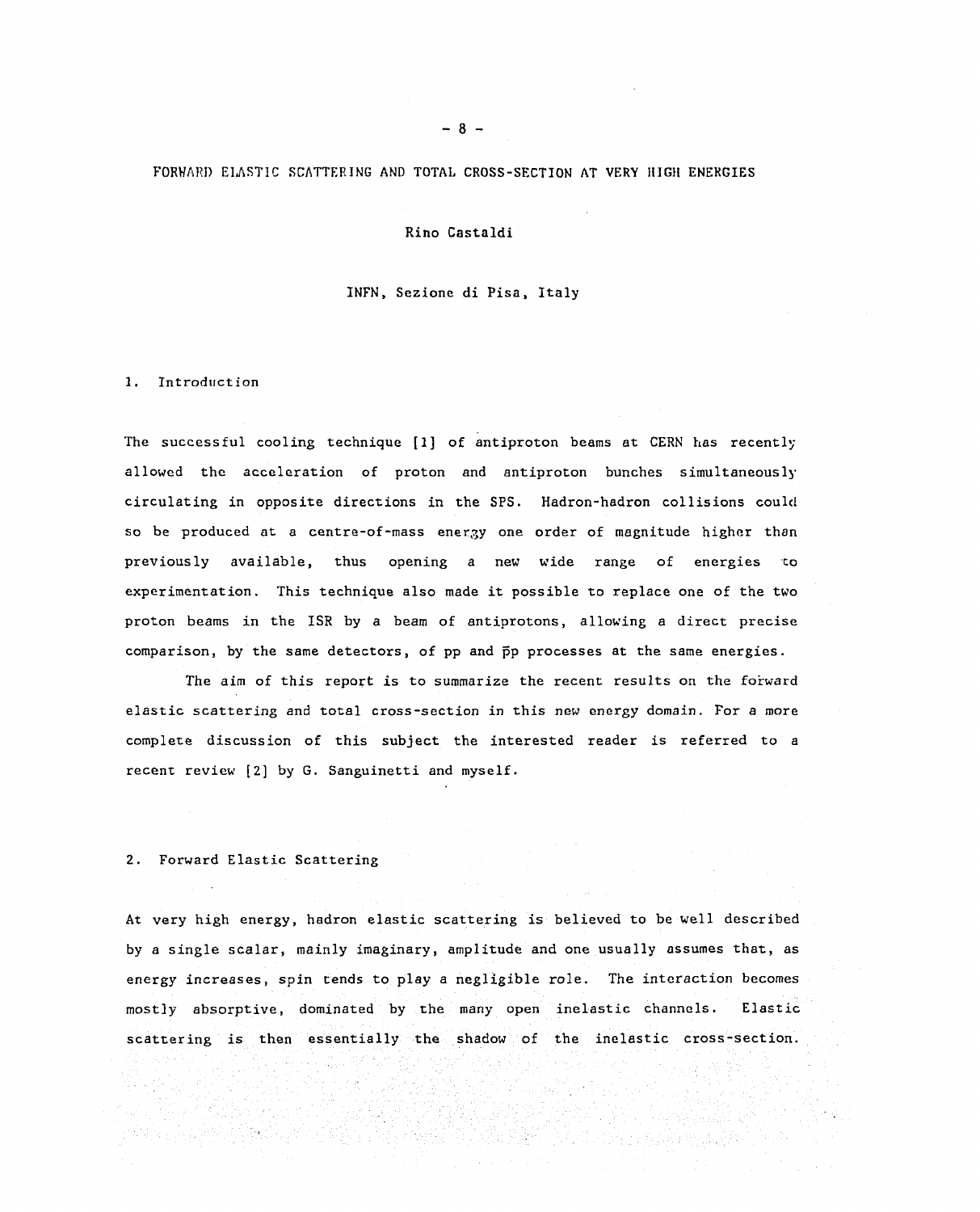# FORWARD ELASTIC SCATTERING AND TOTAL CROSS-SECTION AT VERY HIGH ENERGIES

Rino Castaldi

INFN, Sezione di Pisa, Italy

## 1. Introduction

The successful cooling technique [1] of antiproton beams at CERN has recently allowed the acceleration of proton and antiproton bunches simultaneously circulating in opposite directions in the SPS. Hadron-hadron collisions could so be produced at a centre-of-mass energy one order of magnitude higher than previously available, thus opening a new wide range of energies to experimentation. This technique also made it possible to replace one of the two proton beams in the ISR by a beam of antiprotons, allowing a direct precise comparison, by the same detectors, of pp and $\bar{p}p$ processes at the same energies.

The aim of this report is to summarize the recent results on the forward elastic scattering and total cross-section in this new energy domain. For a more complete discussion of this subject the interested reader is referred to a recent review [2] by G. Sanguinetti and myself.

## 2. Forward Elastic Scattering

At very high energy, hadron elastic scattering is believed to be well described by a single scalar, mainly imaginary, amplitude and one usually assumes that, as energy increases, spin tends to play a negligible role. The interaction becomes mostly absorptive, dominated by the many open inelastic channels. Elastic scattering is then essentially the shadow of the inelastic cross-section.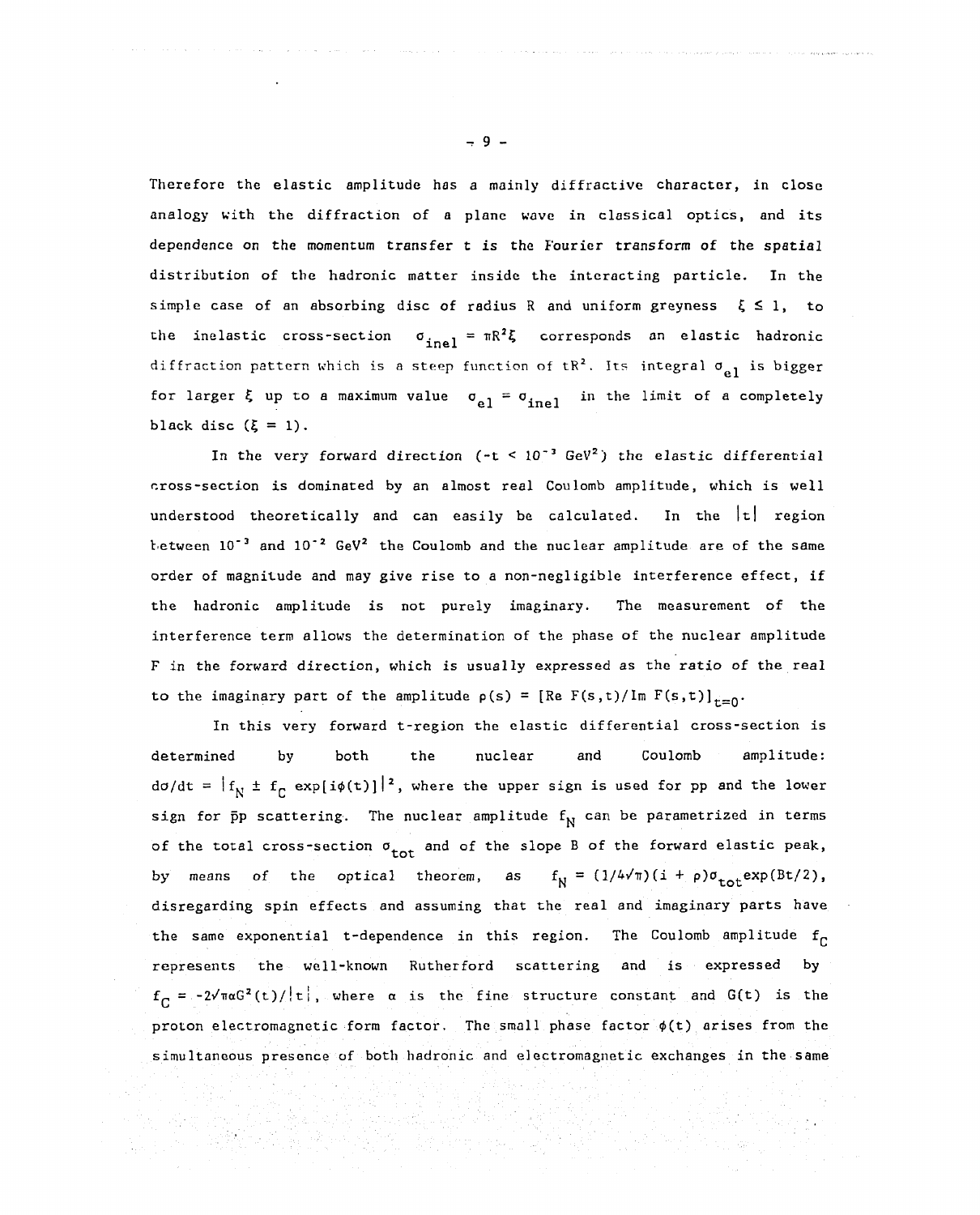Therefore the elastic amplitude has a mainly diffractive character, in close analogy with the diffraction of a plane wave in classical optics, and its dependence on the momentum transfer t is the Fourier transform of the spatial distribution of the hadronic matter inside the interacting particle. In the simple case of an absorbing disc of radius R and uniform greyness $\xi \leq 1$, to the inelastic cross-section $\sigma_{inel} = \pi R^2 \xi$ corresponds an elastic hadronic diffraction pattern which is a steep function of $tR^2$. Its integral $\sigma_{el}$ is bigger for larger $\xi$ up to a maximum value $\sigma_{el} = \sigma_{inel}$ in the limit of a completely black disc ($\xi = 1$).

In the very forward direction ($-t < 10^{-3}$ GeV$^2$) the elastic differential cross-section is dominated by an almost real Coulomb amplitude, which is well understood theoretically and can easily be calculated. In the $|t|$ region between $10^{-3}$ and $10^{-2}$ GeV$^2$ the Coulomb and the nuclear amplitude are of the same order of magnitude and may give rise to a non-negligible interference effect, if the hadronic amplitude is not purely imaginary. The measurement of the interference term allows the determination of the phase of the nuclear amplitude F in the forward direction, which is usually expressed as the ratio of the real to the imaginary part of the amplitude $\rho(s) = [\mathrm{Re}\, F(s,t)/\mathrm{Im}\, F(s,t)]_{t=0}$.

In this very forward t-region the elastic differential cross-section is determined by both the nuclear and Coulomb amplitude: $d\sigma/dt = |f_N \pm f_C \exp[i\phi(t)]|^2$, where the upper sign is used for pp and the lower sign for $\bar{p}p$ scattering. The nuclear amplitude $f_N$ can be parametrized in terms of the total cross-section $\sigma_{tot}$ and of the slope B of the forward elastic peak, by means of the optical theorem, as $f_N = (1/4\sqrt{\pi})(i + \rho)\sigma_{tot}\exp(Bt/2)$, disregarding spin effects and assuming that the real and imaginary parts have the same exponential t-dependence in this region. The Coulomb amplitude $f_C$ represents the well-known Rutherford scattering and is expressed by $f_C = -2\sqrt{\pi}\alpha G^2(t)/|t|$, where $\alpha$ is the fine structure constant and G(t) is the proton electromagnetic form factor. The small phase factor $\phi(t)$ arises from the simultaneous presence of both hadronic and electromagnetic exchanges in the same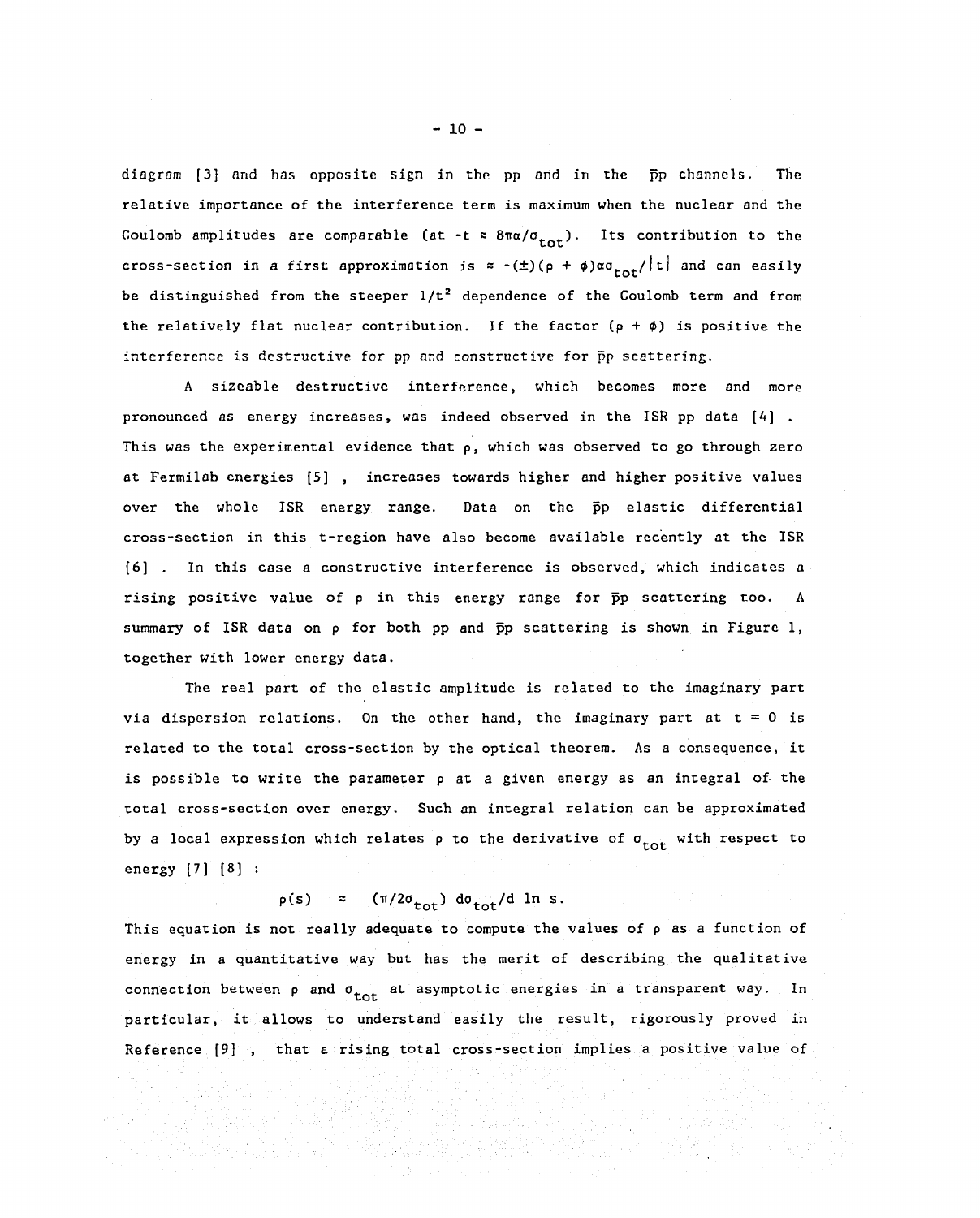diagram [3] and has opposite sign in the pp and in the $\bar{p}p$ channels. The relative importance of the interference term is maximum when the nuclear and the Coulomb amplitudes are comparable (at $-t \approx 8\pi\alpha/\sigma_{tot}$). Its contribution to the cross-section in a first approximation is $\approx -(\pm)(\rho + \phi)\alpha\sigma_{tot}/|t|$ and can easily be distinguished from the steeper $1/t^2$ dependence of the Coulomb term and from the relatively flat nuclear contribution. If the factor $(\rho + \phi)$ is positive the interference is destructive for pp and constructive for $\bar{p}p$ scattering.

A sizeable destructive interference, which becomes more and more pronounced as energy increases, was indeed observed in the ISR pp data [4] . This was the experimental evidence that $\rho$, which was observed to go through zero at Fermilab energies [5] , increases towards higher and higher positive values over the whole ISR energy range. Data on the $\bar{p}p$ elastic differential cross-section in this t-region have also become available recently at the ISR [6] . In this case a constructive interference is observed, which indicates a rising positive value of $\rho$ in this energy range for $\bar{p}p$ scattering too. A summary of ISR data on $\rho$ for both pp and $\bar{p}p$ scattering is shown in Figure 1, together with lower energy data.

The real part of the elastic amplitude is related to the imaginary part via dispersion relations. On the other hand, the imaginary part at $t = 0$ is related to the total cross-section by the optical theorem. As a consequence, it is possible to write the parameter $\rho$ at a given energy as an integral of the total cross-section over energy. Such an integral relation can be approximated by a local expression which relates $\rho$ to the derivative of $\sigma_{tot}$ with respect to energy [7] [8] :

$$\rho(s) \approx (\pi/2\sigma_{tot})\, d\sigma_{tot}/d \ln s.$$

This equation is not really adequate to compute the values of $\rho$ as a function of energy in a quantitative way but has the merit of describing the qualitative connection between $\rho$ and $\sigma_{tot}$ at asymptotic energies in a transparent way. In particular, it allows to understand easily the result, rigorously proved in Reference [9] , that a rising total cross-section implies a positive value of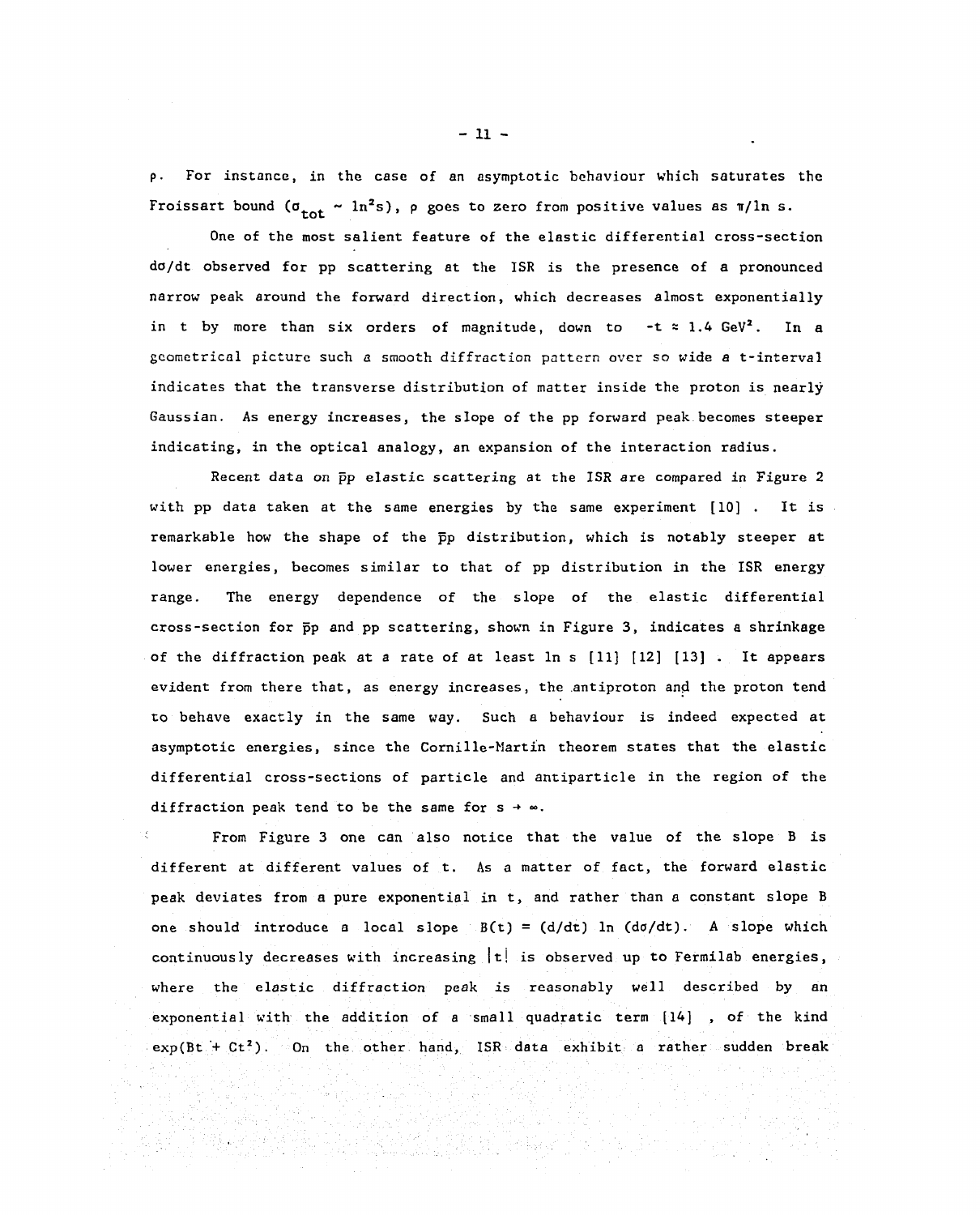$\rho$. For instance, in the case of an asymptotic behaviour which saturates the Froissart bound ($\sigma_{tot} \sim \ln^2 s$), $\rho$ goes to zero from positive values as $\pi/\ln s$.

One of the most salient feature of the elastic differential cross-section $d\sigma/dt$ observed for pp scattering at the ISR is the presence of a pronounced narrow peak around the forward direction, which decreases almost exponentially in t by more than six orders of magnitude, down to $-t \approx 1.4$ GeV$^2$. In a geometrical picture such a smooth diffraction pattern over so wide a t-interval indicates that the transverse distribution of matter inside the proton is nearly Gaussian. As energy increases, the slope of the pp forward peak becomes steeper indicating, in the optical analogy, an expansion of the interaction radius.

Recent data on $\bar{p}p$ elastic scattering at the ISR are compared in Figure 2 with pp data taken at the same energies by the same experiment [10] . It is remarkable how the shape of the $\bar{p}p$ distribution, which is notably steeper at lower energies, becomes similar to that of pp distribution in the ISR energy range. The energy dependence of the slope of the elastic differential cross-section for $\bar{p}p$ and pp scattering, shown in Figure 3, indicates a shrinkage of the diffraction peak at a rate of at least ln s [11] [12] [13] . It appears evident from there that, as energy increases, the antiproton and the proton tend to behave exactly in the same way. Such a behaviour is indeed expected at asymptotic energies, since the Cornille-Martin theorem states that the elastic differential cross-sections of particle and antiparticle in the region of the diffraction peak tend to be the same for $s \to \infty$.

From Figure 3 one can also notice that the value of the slope B is different at different values of t. As a matter of fact, the forward elastic peak deviates from a pure exponential in t, and rather than a constant slope B one should introduce a local slope $B(t) = (d/dt) \ln (d\sigma/dt)$. A slope which continuously decreases with increasing $|t|$ is observed up to Fermilab energies, where the elastic diffraction peak is reasonably well described by an exponential with the addition of a small quadratic term [14] , of the kind $\exp(Bt + Ct^2)$. On the other hand, ISR data exhibit a rather sudden break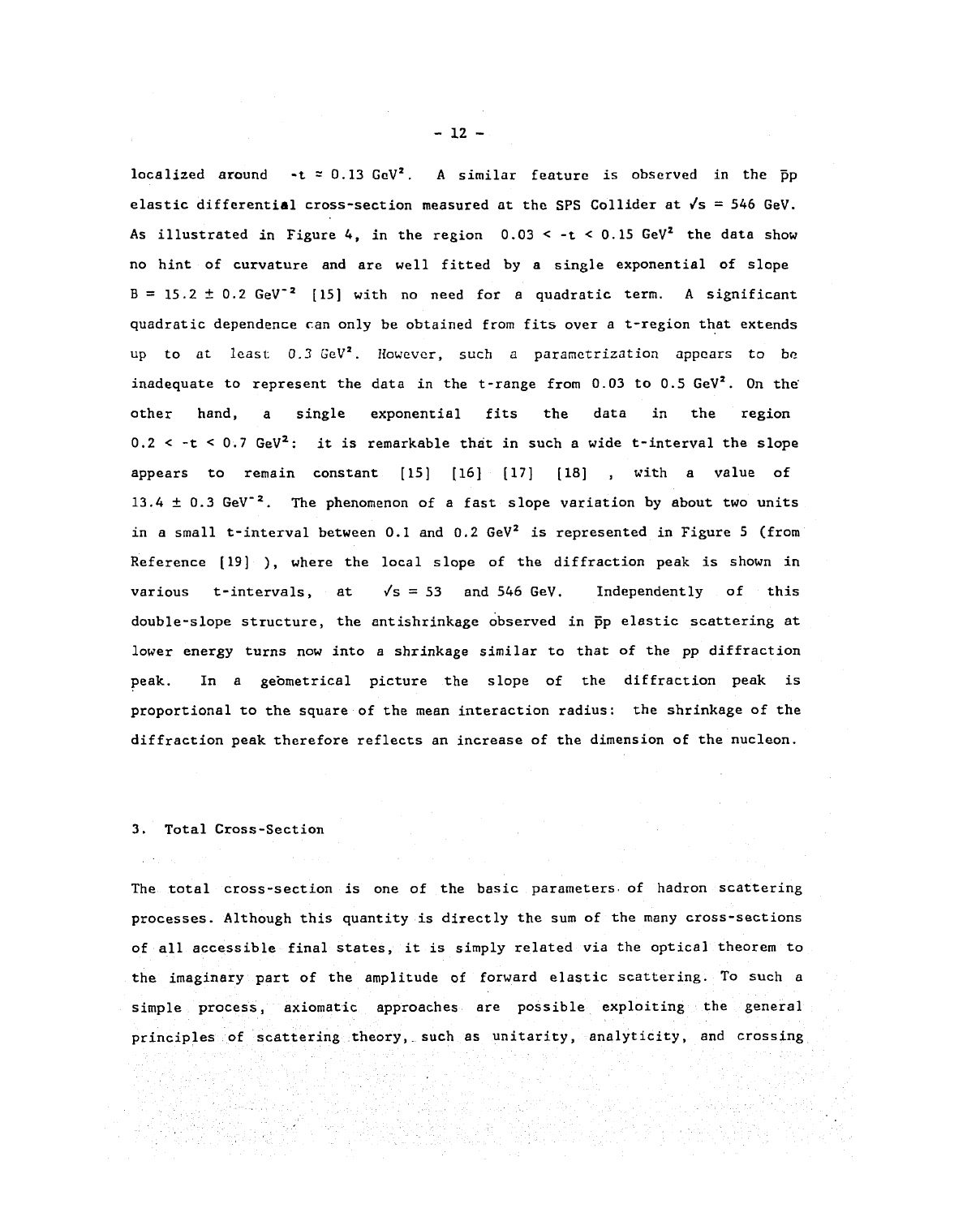localized around $-t \simeq 0.13$ GeV$^2$. A similar feature is observed in the $\bar{p}p$ elastic differential cross-section measured at the SPS Collider at $\sqrt{s} = 546$ GeV. As illustrated in Figure 4, in the region $0.03 < -t < 0.15$ GeV$^2$ the data show no hint of curvature and are well fitted by a single exponential of slope $B = 15.2 \pm 0.2$ GeV$^{-2}$ [15] with no need for a quadratic term. A significant quadratic dependence can only be obtained from fits over a t-region that extends up to at least 0.3 GeV$^2$. However, such a parametrization appears to be inadequate to represent the data in the t-range from 0.03 to 0.5 GeV$^2$. On the other hand, a single exponential fits the data in the region $0.2 < -t < 0.7$ GeV$^2$: it is remarkable that in such a wide t-interval the slope appears to remain constant [15] [16] [17] [18] , with a value of $13.4 \pm 0.3$ GeV$^{-2}$. The phenomenon of a fast slope variation by about two units in a small t-interval between 0.1 and 0.2 GeV$^2$ is represented in Figure 5 (from Reference [19] ), where the local slope of the diffraction peak is shown in various t-intervals, at $\sqrt{s} = 53$ and 546 GeV. Independently of this double-slope structure, the antishrinkage observed in $\bar{p}p$ elastic scattering at lower energy turns now into a shrinkage similar to that of the pp diffraction peak. In a geometrical picture the slope of the diffraction peak is proportional to the square of the mean interaction radius: the shrinkage of the diffraction peak therefore reflects an increase of the dimension of the nucleon.

## 3. Total Cross-Section

The total cross-section is one of the basic parameters of hadron scattering processes. Although this quantity is directly the sum of the many cross-sections of all accessible final states, it is simply related via the optical theorem to the imaginary part of the amplitude of forward elastic scattering. To such a simple process, axiomatic approaches are possible exploiting the general principles of scattering theory, such as unitarity, analyticity, and crossing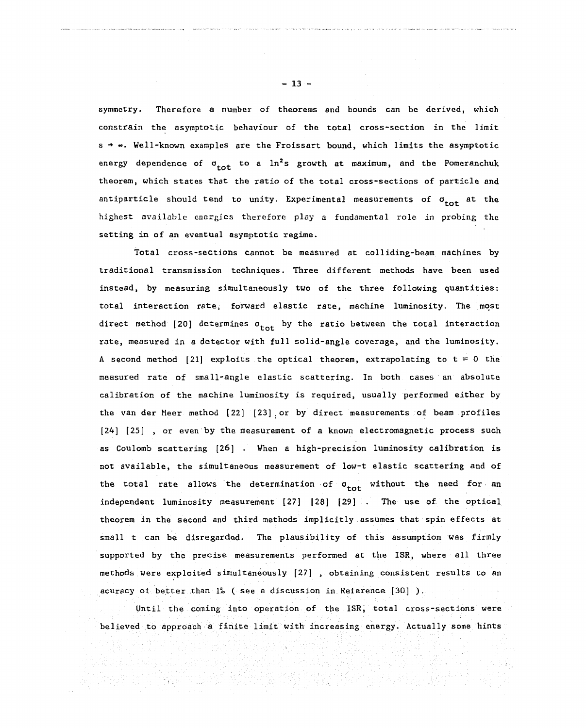symmetry. Therefore a number of theorems and bounds can be derived, which constrain the asymptotic behaviour of the total cross-section in the limit $s \to \infty$. Well-known examples are the Froissart bound, which limits the asymptotic energy dependence of $\sigma_{tot}$ to a $\ln^2 s$ growth at maximum, and the Pomeranchuk theorem, which states that the ratio of the total cross-sections of particle and antiparticle should tend to unity. Experimental measurements of $\sigma_{tot}$ at the highest available energies therefore play a fundamental role in probing the setting in of an eventual asymptotic regime.

Total cross-sections cannot be measured at colliding-beam machines by traditional transmission techniques. Three different methods have been used instead, by measuring simultaneously two of the three following quantities: total interaction rate, forward elastic rate, machine luminosity. The most direct method [20] determines $\sigma_{tot}$ by the ratio between the total interaction rate, measured in a detector with full solid-angle coverage, and the luminosity. A second method [21] exploits the optical theorem, extrapolating to $t = 0$ the measured rate of small-angle elastic scattering. In both cases an absolute calibration of the machine luminosity is required, usually performed either by the van der Meer method [22] [23] or by direct measurements of beam profiles [24] [25] , or even by the measurement of a known electromagnetic process such as Coulomb scattering [26] . When a high-precision luminosity calibration is not available, the simultaneous measurement of low-t elastic scattering and of the total rate allows the determination of $\sigma_{tot}$ without the need for an independent luminosity measurement [27] [28] [29] . The use of the optical theorem in the second and third methods implicitly assumes that spin effects at small t can be disregarded. The plausibility of this assumption was firmly supported by the precise measurements performed at the ISR, where all three methods were exploited simultaneously [27] , obtaining consistent results to an acuracy of better than 1% ( see a discussion in Reference [30] ).

Until the coming into operation of the ISR, total cross-sections were believed to approach a finite limit with increasing energy. Actually some hints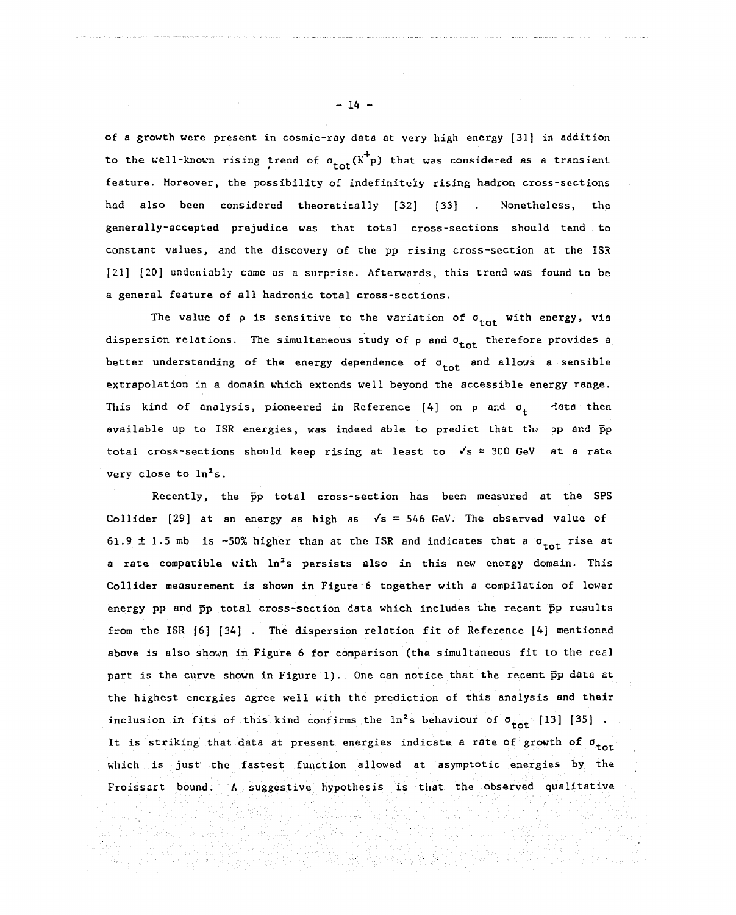of a growth were present in cosmic-ray data at very high energy [31] in addition to the well-known rising trend of $\sigma_{tot}(K^+p)$ that was considered as a transient feature. Moreover, the possibility of indefinitely rising hadron cross-sections had also been considered theoretically [32] [33] . Nonetheless, the generally-accepted prejudice was that total cross-sections should tend to constant values, and the discovery of the pp rising cross-section at the ISR [21] [20] undeniably came as a surprise. Afterwards, this trend was found to be a general feature of all hadronic total cross-sections.

The value of $\rho$ is sensitive to the variation of $\sigma_{tot}$ with energy, via dispersion relations. The simultaneous study of $\rho$ and $\sigma_{tot}$ therefore provides a better understanding of the energy dependence of $\sigma_{tot}$ and allows a sensible extrapolation in a domain which extends well beyond the accessible energy range. This kind of analysis, pioneered in Reference [4] on $\rho$ and $\sigma_t$ data then available up to ISR energies, was indeed able to predict that the pp and $\bar{p}p$ total cross-sections should keep rising at least to $\sqrt{s} \approx 300$ GeV at a rate very close to $\ln^2 s$.

Recently, the $\bar{p}p$ total cross-section has been measured at the SPS Collider [29] at an energy as high as $\sqrt{s} = 546$ GeV. The observed value of $61.9 \pm 1.5$ mb is ~50% higher than at the ISR and indicates that a $\sigma_{tot}$ rise at a rate compatible with $\ln^2 s$ persists also in this new energy domain. This Collider measurement is shown in Figure 6 together with a compilation of lower energy pp and $\bar{p}p$ total cross-section data which includes the recent $\bar{p}p$ results from the ISR [6] [34] . The dispersion relation fit of Reference [4] mentioned above is also shown in Figure 6 for comparison (the simultaneous fit to the real part is the curve shown in Figure 1). One can notice that the recent $\bar{p}p$ data at the highest energies agree well with the prediction of this analysis and their inclusion in fits of this kind confirms the $\ln^2 s$ behaviour of $\sigma_{tot}$ [13] [35] . It is striking that data at present energies indicate a rate of growth of $\sigma_{tot}$ which is just the fastest function allowed at asymptotic energies by the Froissart bound. A suggestive hypothesis is that the observed qualitative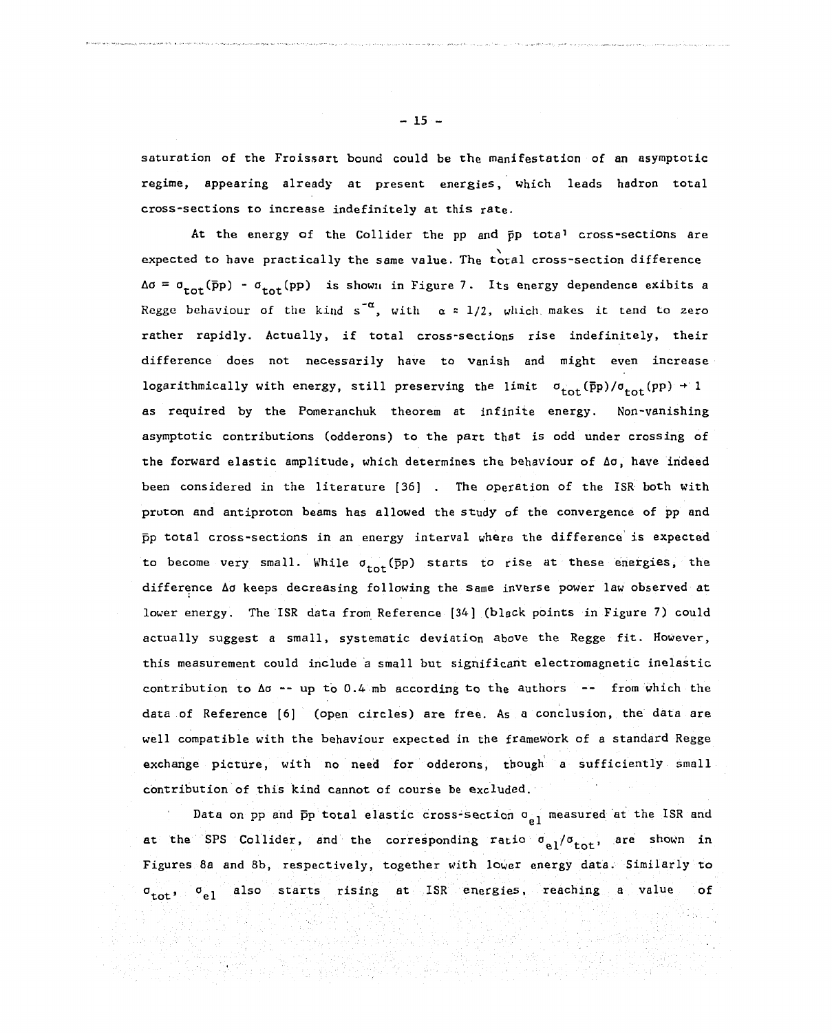saturation of the Froissart bound could be the manifestation of an asymptotic regime, appearing already at present energies, which leads hadron total cross-sections to increase indefinitely at this rate.

At the energy of the Collider the pp and $\bar{p}p$ total cross-sections are expected to have practically the same value. The total cross-section difference $\Delta\sigma = \sigma_{tot}(\bar{p}p) - \sigma_{tot}(pp)$ is shown in Figure 7. Its energy dependence exibits a Regge behaviour of the kind $s^{-\alpha}$, with $\alpha \approx 1/2$, which makes it tend to zero rather rapidly. Actually, if total cross-sections rise indefinitely, their difference does not necessarily have to vanish and might even increase logarithmically with energy, still preserving the limit $\sigma_{tot}(\bar{p}p)/\sigma_{tot}(pp) \to 1$ as required by the Pomeranchuk theorem at infinite energy. Non-vanishing asymptotic contributions (odderons) to the part that is odd under crossing of the forward elastic amplitude, which determines the behaviour of $\Delta\sigma$, have indeed been considered in the literature [36] . The operation of the ISR both with proton and antiproton beams has allowed the study of the convergence of pp and $\bar{p}p$ total cross-sections in an energy interval where the difference is expected to become very small. While $\sigma_{tot}(\bar{p}p)$ starts to rise at these energies, the difference $\Delta\sigma$ keeps decreasing following the same inverse power law observed at lower energy. The ISR data from Reference [34] (black points in Figure 7) could actually suggest a small, systematic deviation above the Regge fit. However, this measurement could include a small but significant electromagnetic inelastic contribution to $\Delta\sigma$ -- up to 0.4 mb according to the authors -- from which the data of Reference [6] (open circles) are free. As a conclusion, the data are well compatible with the behaviour expected in the framework of a standard Regge exchange picture, with no need for odderons, though a sufficiently small contribution of this kind cannot of course be excluded.

Data on pp and $\bar{p}p$ total elastic cross-section $\sigma_{el}$ measured at the ISR and at the SPS Collider, and the corresponding ratio $\sigma_{el}/\sigma_{tot}$, are shown in Figures 8a and 8b, respectively, together with lower energy data. Similarly to $\sigma_{tot}$, $\sigma_{el}$ also starts rising at ISR energies, reaching a value of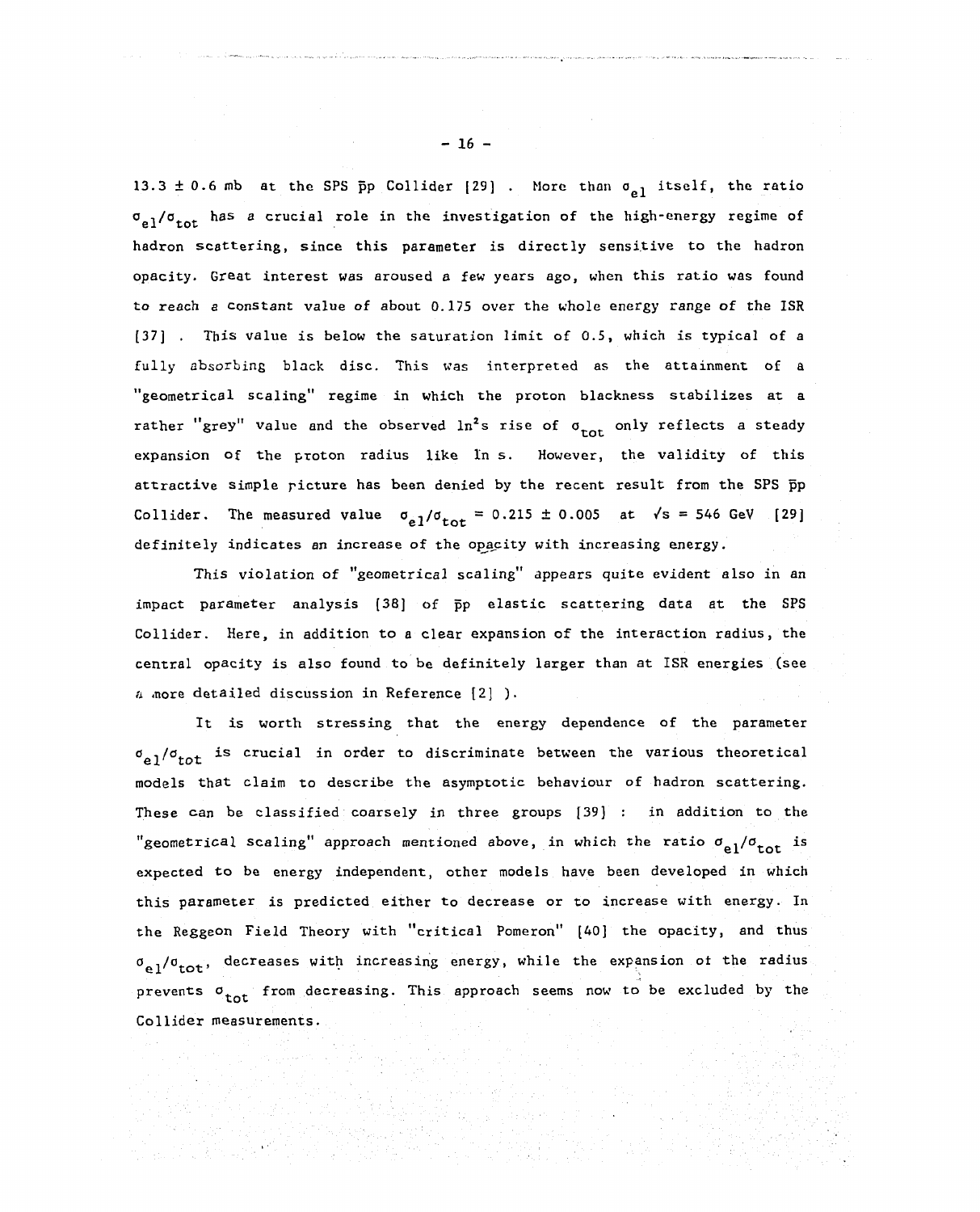$13.3 \pm 0.6$ mb at the SPS $\bar{p}p$ Collider [29] . More than $\sigma_{el}$ itself, the ratio $\sigma_{el}/\sigma_{tot}$ has a crucial role in the investigation of the high-energy regime of hadron scattering, since this parameter is directly sensitive to the hadron opacity. Great interest was aroused a few years ago, when this ratio was found to reach a constant value of about 0.175 over the whole energy range of the ISR [37] . This value is below the saturation limit of 0.5, which is typical of a fully absorbing black disc. This was interpreted as the attainment of a "geometrical scaling" regime in which the proton blackness stabilizes at a rather "grey" value and the observed $\ln^2 s$ rise of $\sigma_{tot}$ only reflects a steady expansion of the proton radius like ln s. However, the validity of this attractive simple picture has been denied by the recent result from the SPS $\bar{p}p$ Collider. The measured value $\sigma_{el}/\sigma_{tot} = 0.215 \pm 0.005$ at $\sqrt{s} = 546$ GeV [29] definitely indicates an increase of the opacity with increasing energy.

This violation of "geometrical scaling" appears quite evident also in an impact parameter analysis [38] of $\bar{p}p$ elastic scattering data at the SPS Collider. Here, in addition to a clear expansion of the interaction radius, the central opacity is also found to be definitely larger than at ISR energies (see a more detailed discussion in Reference [2] ).

It is worth stressing that the energy dependence of the parameter $\sigma_{el}/\sigma_{tot}$ is crucial in order to discriminate between the various theoretical models that claim to describe the asymptotic behaviour of hadron scattering. These can be classified coarsely in three groups [39] : in addition to the "geometrical scaling" approach mentioned above, in which the ratio $\sigma_{el}/\sigma_{tot}$ is expected to be energy independent, other models have been developed in which this parameter is predicted either to decrease or to increase with energy. In the Reggeon Field Theory with "critical Pomeron" [40] the opacity, and thus $\sigma_{el}/\sigma_{tot}$, decreases with increasing energy, while the expansion of the radius prevents $\sigma_{tot}$ from decreasing. This approach seems now to be excluded by the Collider measurements.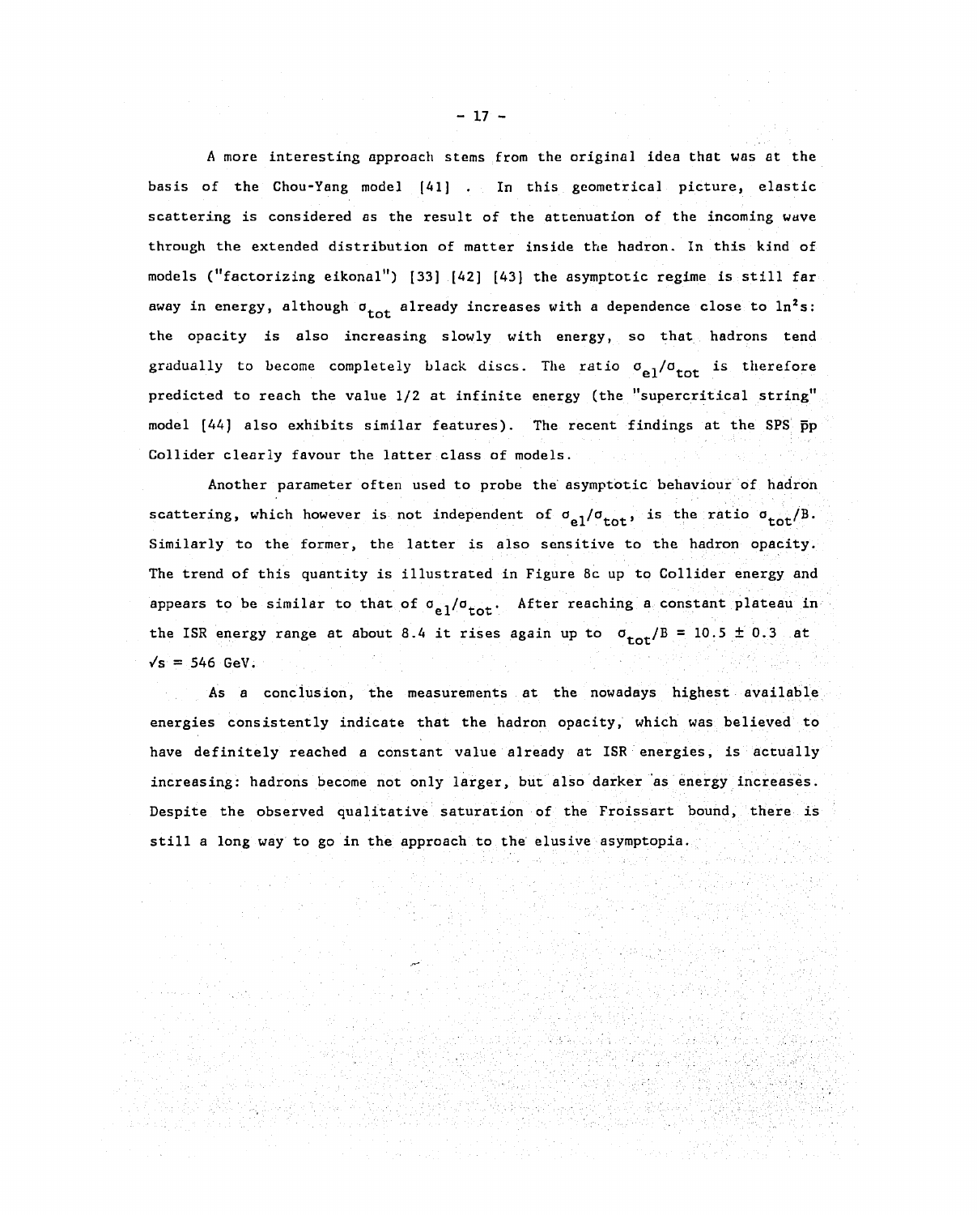A more interesting approach stems from the original idea that was at the basis of the Chou-Yang model [41] . In this geometrical picture, elastic scattering is considered as the result of the attenuation of the incoming wave through the extended distribution of matter inside the hadron. In this kind of models ("factorizing eikonal") [33] [42] [43] the asymptotic regime is still far away in energy, although $\sigma_{tot}$ already increases with a dependence close to $\ln^2 s$: the opacity is also increasing slowly with energy, so that hadrons tend gradually to become completely black discs. The ratio $\sigma_{el}/\sigma_{tot}$ is therefore predicted to reach the value 1/2 at infinite energy (the "supercritical string" model [44] also exhibits similar features). The recent findings at the SPS $\bar{p}p$ Collider clearly favour the latter class of models.

Another parameter often used to probe the asymptotic behaviour of hadron scattering, which however is not independent of $\sigma_{el}/\sigma_{tot}$, is the ratio $\sigma_{tot}/B$. Similarly to the former, the latter is also sensitive to the hadron opacity. The trend of this quantity is illustrated in Figure 8c up to Collider energy and appears to be similar to that of $\sigma_{el}/\sigma_{tot}$. After reaching a constant plateau in the ISR energy range at about 8.4 it rises again up to $\sigma_{tot}/B = 10.5 \pm 0.3$ at $\sqrt{s} = 546$ GeV.

As a conclusion, the measurements at the nowadays highest available energies consistently indicate that the hadron opacity, which was believed to have definitely reached a constant value already at ISR energies, is actually increasing: hadrons become not only larger, but also darker as energy increases. Despite the observed qualitative saturation of the Froissart bound, there is still a long way to go in the approach to the elusive asymptopia.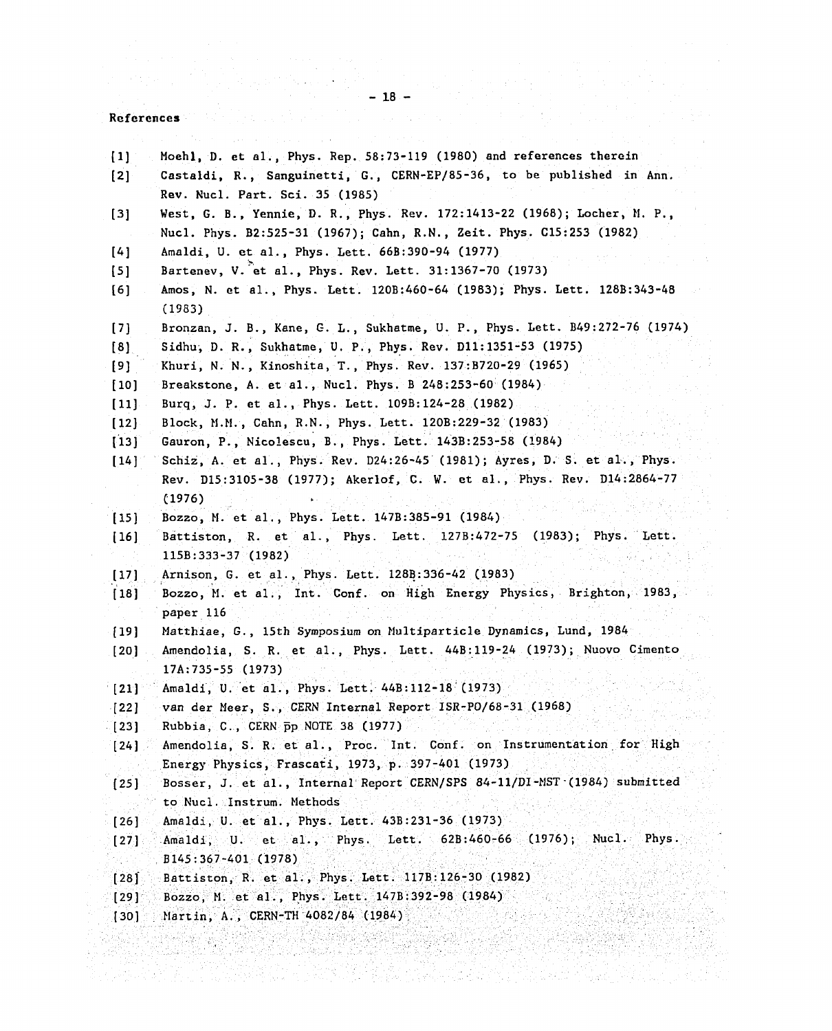## References

[1] Moehl, D. et al., Phys. Rep. 58:73-119 (1980) and references therein

[2] Castaldi, R., Sanguinetti, G., CERN-EP/85-36, to be published in Ann. Rev. Nucl. Part. Sci. 35 (1985)

[3] West, G. B., Yennie, D. R., Phys. Rev. 172:1413-22 (1968); Locher, M. P., Nucl. Phys. B2:525-31 (1967); Cahn, R.N., Zeit. Phys. C15:253 (1982)

[4] Amaldi, U. et al., Phys. Lett. 66B:390-94 (1977)

[5] Bartenev, V. et al., Phys. Rev. Lett. 31:1367-70 (1973)

[6] Amos, N. et al., Phys. Lett. 120B:460-64 (1983); Phys. Lett. 128B:343-48 (1983)

[7] Bronzan, J. B., Kane, G. L., Sukhatme, U. P., Phys. Lett. B49:272-76 (1974)

[8] Sidhu, D. R., Sukhatme, U. P., Phys. Rev. D11:1351-53 (1975)

[9] Khuri, N. N., Kinoshita, T., Phys. Rev. 137:B720-29 (1965)

[10] Breakstone, A. et al., Nucl. Phys. B 248:253-60 (1984)

[11] Burq, J. P. et al., Phys. Lett. 109B:124-28 (1982)

[12] Block, M.M., Cahn, R.N., Phys. Lett. 120B:229-32 (1983)

[13] Gauron, P., Nicolescu, B., Phys. Lett. 143B:253-58 (1984)

[14] Schiz, A. et al., Phys. Rev. D24:26-45 (1981); Ayres, D. S. et al., Phys. Rev. D15:3105-38 (1977); Akerlof, C. W. et al., Phys. Rev. D14:2864-77 (1976)

[15] Bozzo, M. et al., Phys. Lett. 147B:385-91 (1984)

[16] Battiston, R. et al., Phys. Lett. 127B:472-75 (1983); Phys. Lett. 115B:333-37 (1982)

[17] Arnison, G. et al., Phys. Lett. 128B:336-42 (1983)

[18] Bozzo, M. et al., Int. Conf. on High Energy Physics, Brighton, 1983, paper 116

[19] Matthiae, G., 15th Symposium on Multiparticle Dynamics, Lund, 1984

[20] Amendolia, S. R. et al., Phys. Lett. 44B:119-24 (1973); Nuovo Cimento 17A:735-55 (1973)

[21] Amaldi, U. et al., Phys. Lett. 44B:112-18 (1973)

[22] van der Meer, S., CERN Internal Report ISR-PO/68-31 (1968)

[23] Rubbia, C., CERN $\bar{p}p$ NOTE 38 (1977)

[24] Amendolia, S. R. et al., Proc. Int. Conf. on Instrumentation for High Energy Physics, Frascati, 1973, p. 397-401 (1973)

[25] Bosser, J. et al., Internal Report CERN/SPS 84-11/DI-MST (1984) submitted to Nucl. Instrum. Methods

[26] Amaldi, U. et al., Phys. Lett. 43B:231-36 (1973)

[27] Amaldi, U. et al., Phys. Lett. 62B:460-66 (1976); Nucl. Phys. B145:367-401 (1978)

[28] Battiston, R. et al., Phys. Lett. 117B:126-30 (1982)

[29] Bozzo, M. et al., Phys. Lett. 147B:392-98 (1984)

[30] Martin, A., CERN-TH 4082/84 (1984)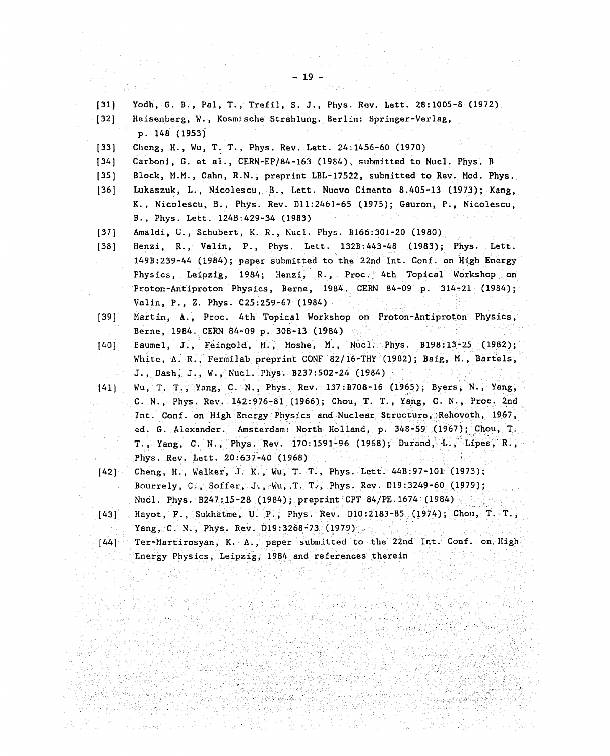[31] Yodh, G. B., Pal, T., Trefil, S. J., Phys. Rev. Lett. 28:1005-8 (1972)

[32] Heisenberg, W., Kosmische Strahlung. Berlin: Springer-Verlag, p. 148 (1953)

[33] Cheng, H., Wu, T. T., Phys. Rev. Lett. 24:1456-60 (1970)

[34] Carboni, G. et al., CERN-EP/84-163 (1984), submitted to Nucl. Phys. B

[35] Block, M.M., Cahn, R.N., preprint LBL-17522, submitted to Rev. Mod. Phys.

[36] Lukaszuk, L., Nicolescu, B., Lett. Nuovo Cimento 8:405-13 (1973); Kang, K., Nicolescu, B., Phys. Rev. D11:2461-65 (1975); Gauron, P., Nicolescu, B., Phys. Lett. 124B:429-34 (1983)

[37] Amaldi, U., Schubert, K. R., Nucl. Phys. B166:301-20 (1980)

[38] Henzi, R., Valin, P., Phys. Lett. 132B:443-48 (1983); Phys. Lett. 149B:239-44 (1984); paper submitted to the 22nd Int. Conf. on High Energy Physics, Leipzig, 1984; Henzi, R., Proc. 4th Topical Workshop on Proton-Antiproton Physics, Berne, 1984. CERN 84-09 p. 314-21 (1984); Valin, P., Z. Phys. C25:259-67 (1984)

[39] Martin, A., Proc. 4th Topical Workshop on Proton-Antiproton Physics, Berne, 1984. CERN 84-09 p. 308-13 (1984)

[40] Baumel, J., Feingold, M., Moshe, M., Nucl. Phys. B198:13-25 (1982); White, A. R., Fermilab preprint CONF 82/16-THY (1982); Baig, M., Bartels, J., Dash, J., W., Nucl. Phys. B237:502-24 (1984)

[41] Wu, T. T., Yang, C. N., Phys. Rev. 137:B708-16 (1965); Byers, N., Yang, C. N., Phys. Rev. 142:976-81 (1966); Chou, T. T., Yang, C. N., Proc. 2nd Int. Conf. on High Energy Physics and Nuclear Structure, Rehovoth, 1967, ed. G. Alexander. Amsterdam: North Holland, p. 348-59 (1967); Chou, T. T., Yang, C. N., Phys. Rev. 170:1591-96 (1968); Durand, L., Lipes, R., Phys. Rev. Lett. 20:637-40 (1968)

[42] Cheng, H., Walker, J. K., Wu, T. T., Phys. Lett. 44B:97-101 (1973); Bourrely, C., Soffer, J., Wu, T. T., Phys. Rev. D19:3249-60 (1979); Nucl. Phys. B247:15-28 (1984); preprint CPT 84/PE.1674 (1984)

[43] Hayot, F., Sukhatme, U. P., Phys. Rev. D10:2183-85 (1974); Chou, T. T., Yang, C. N., Phys. Rev. D19:3268-73 (1979)

[44] Ter-Martirosyan, K. A., paper submitted to the 22nd Int. Conf. on High Energy Physics, Leipzig, 1984 and references therein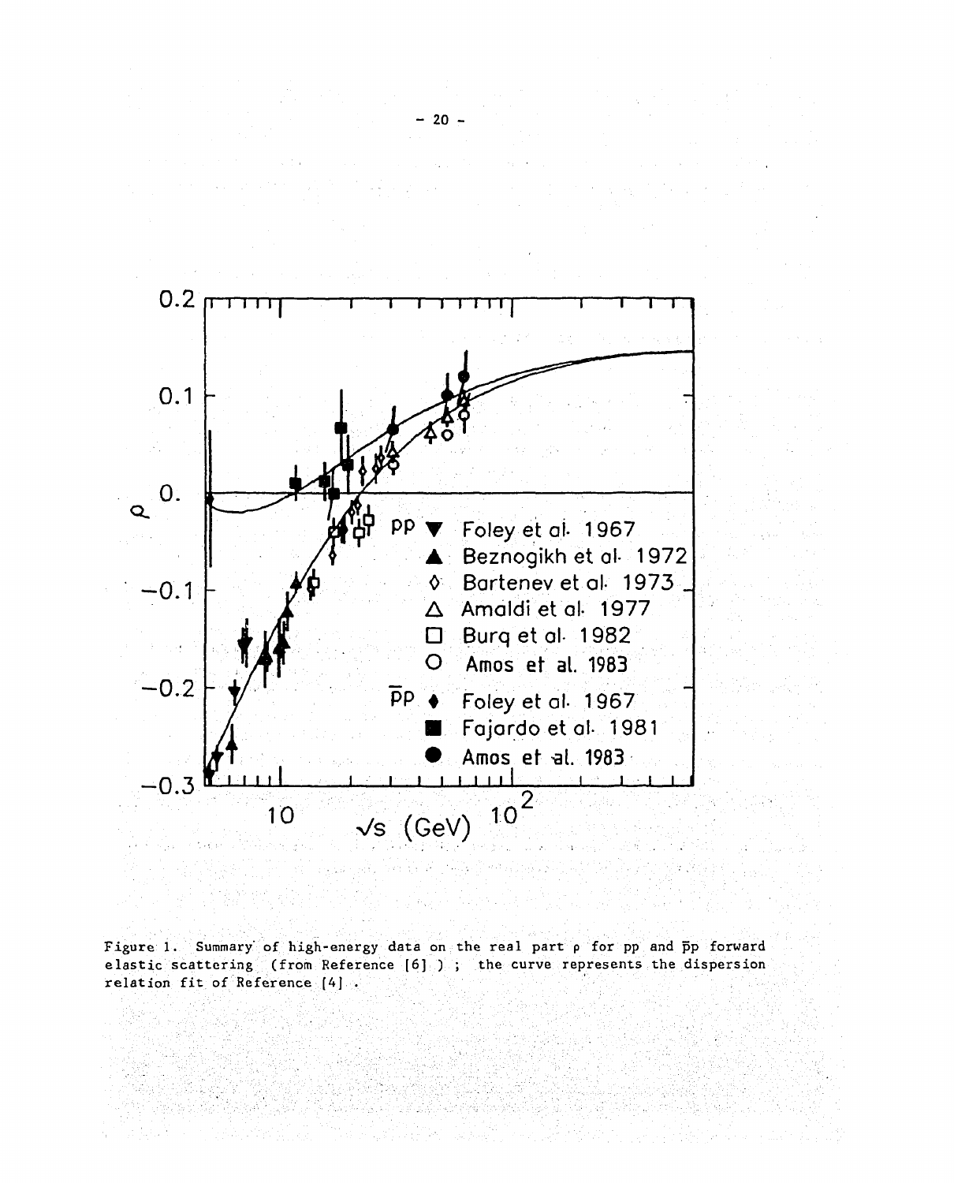Figure 1. Summary of high-energy data on the real part ρ for pp and p̄p forward elastic scattering (from Reference [6]); the curve represents the dispersion relation fit of Reference [4].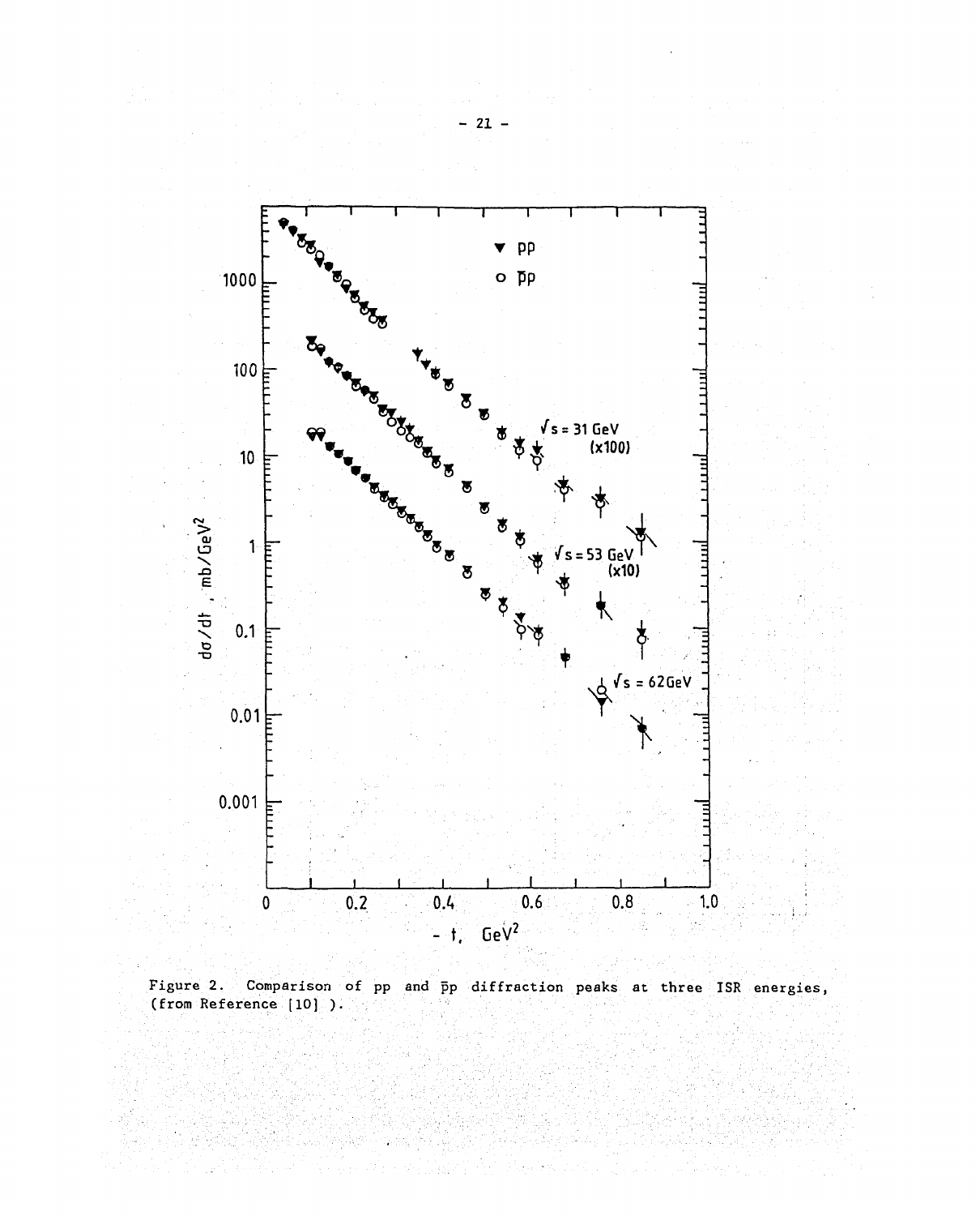Figure 2. Comparison of pp and $\bar{p}p$ diffraction peaks at three ISR energies, (from Reference [10] ).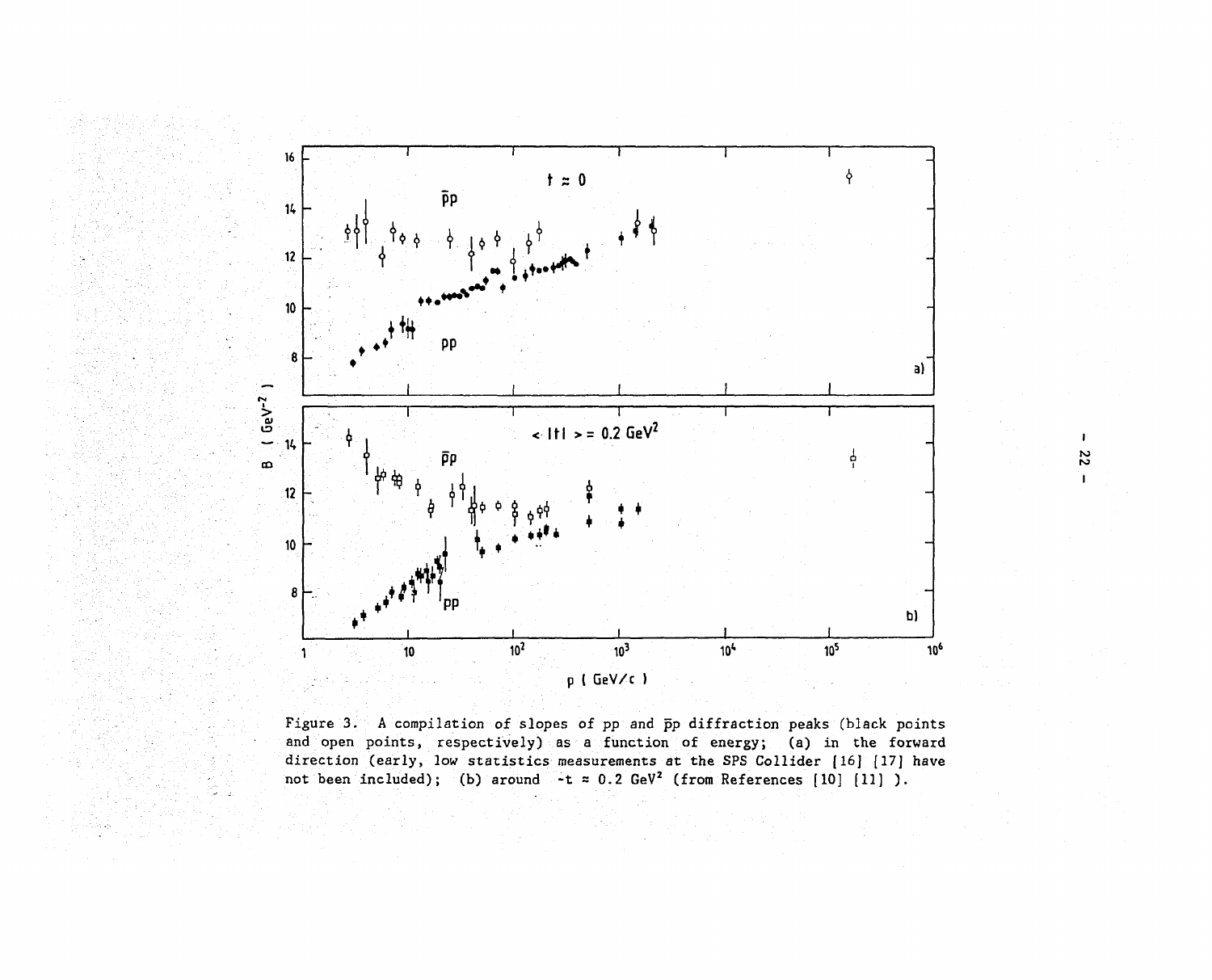Figure 3. A compilation of slopes of pp and $\bar{p}p$ diffraction peaks (black points and open points, respectively) as a function of energy; (a) in the forward direction (early, low statistics measurements at the SPS Collider [16] [17] have not been included); (b) around $-t \approx 0.2$ GeV$^2$ (from References [10] [11] ).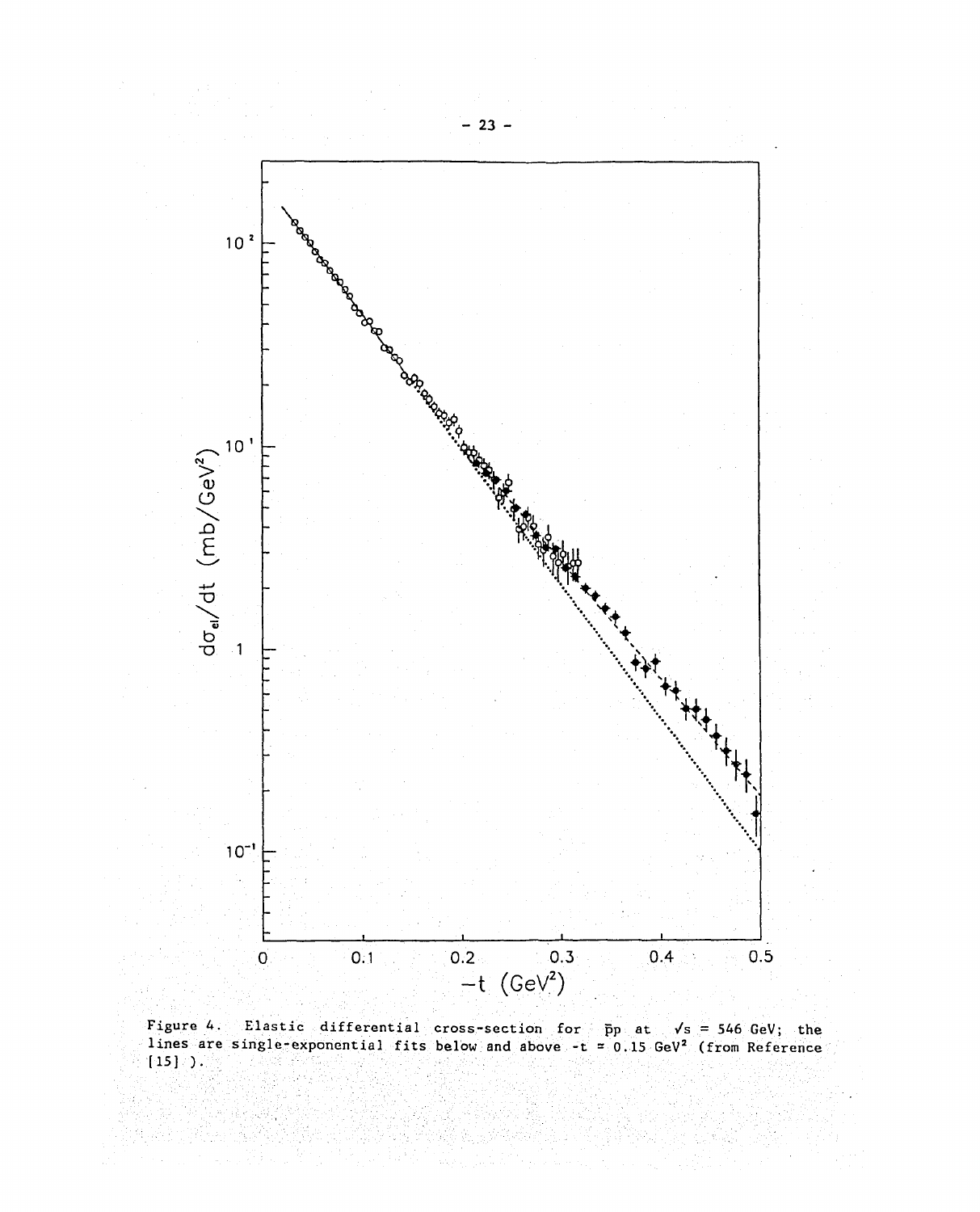Figure 4. Elastic differential cross-section for $\bar{p}p$ at $\sqrt{s}$ = 546 GeV; the lines are single-exponential fits below and above $-t$ = 0.15 GeV$^2$ (from Reference [15] ).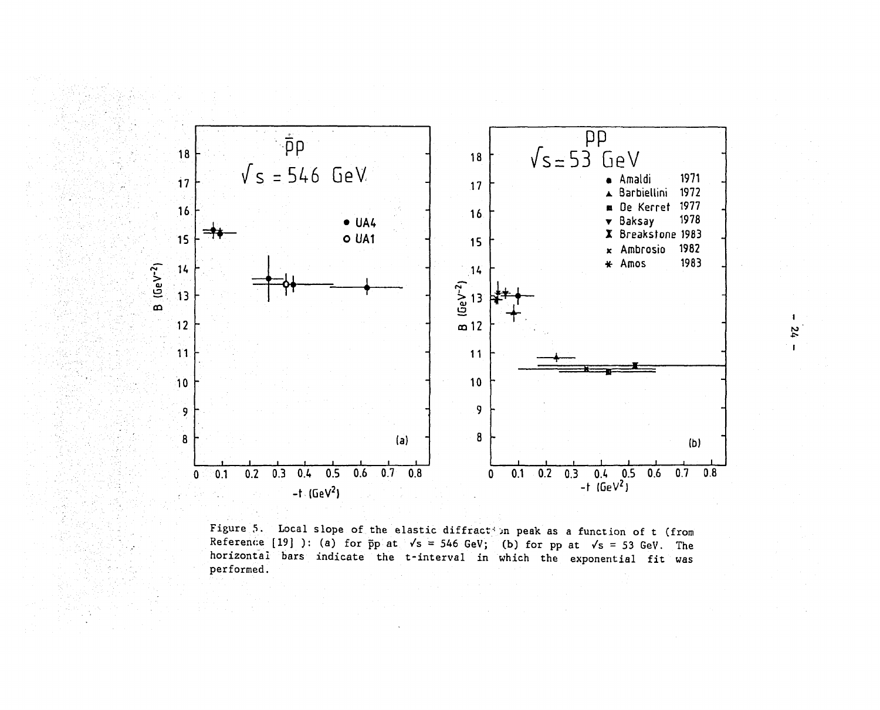Figure 5. Local slope of the elastic diffraction peak as a function of t (from Reference [19] ): (a) for $\bar{p}p$ at $\sqrt{s}$ = 546 GeV; (b) for pp at $\sqrt{s}$ = 53 GeV. The horizontal bars indicate the t-interval in which the exponential fit was performed.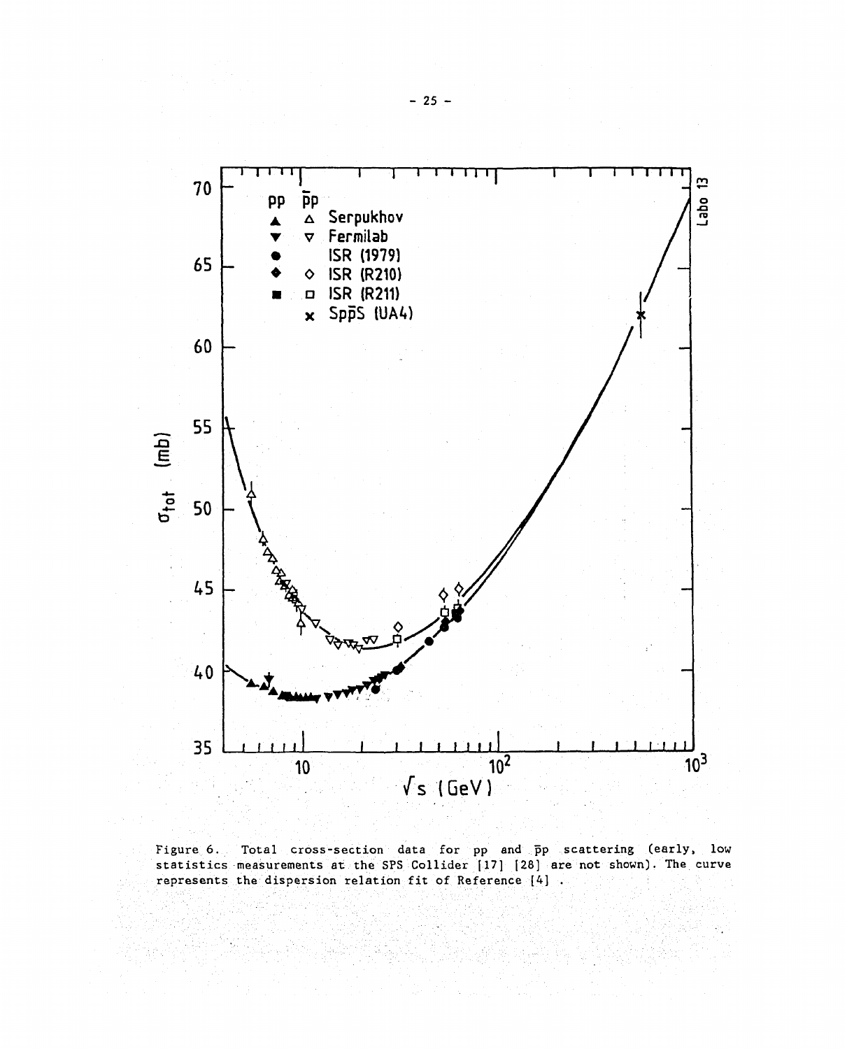Figure 6. Total cross-section data for pp and $\bar{p}p$ scattering (early, low statistics measurements at the SPS Collider [17] [28] are not shown). The curve represents the dispersion relation fit of Reference [4] .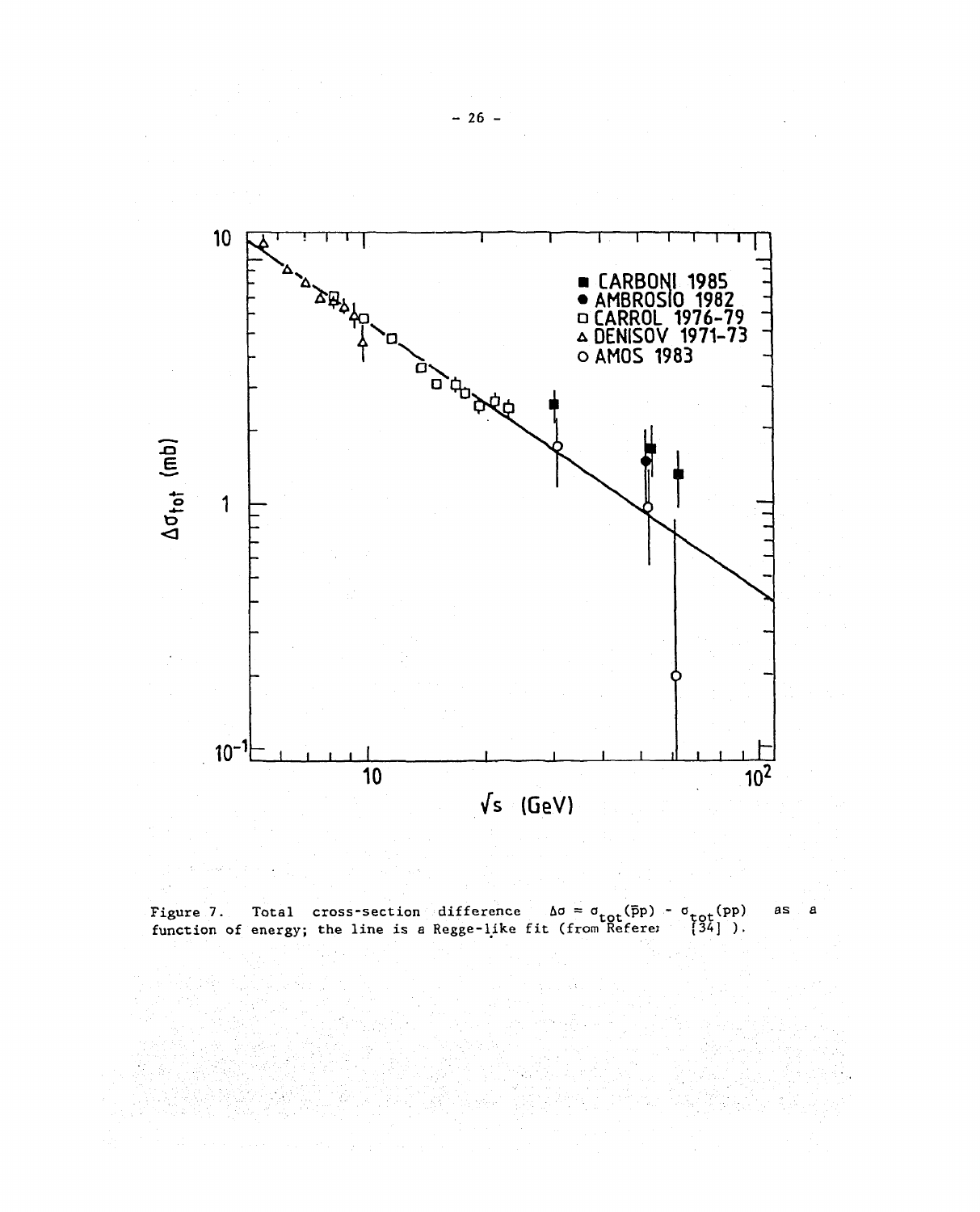Figure 7. Total cross-section difference $\Delta\sigma = \sigma_{tot}(\bar{p}p) - \sigma_{tot}(pp)$ as a function of energy; the line is a Regge-like fit (from Referen [34] ).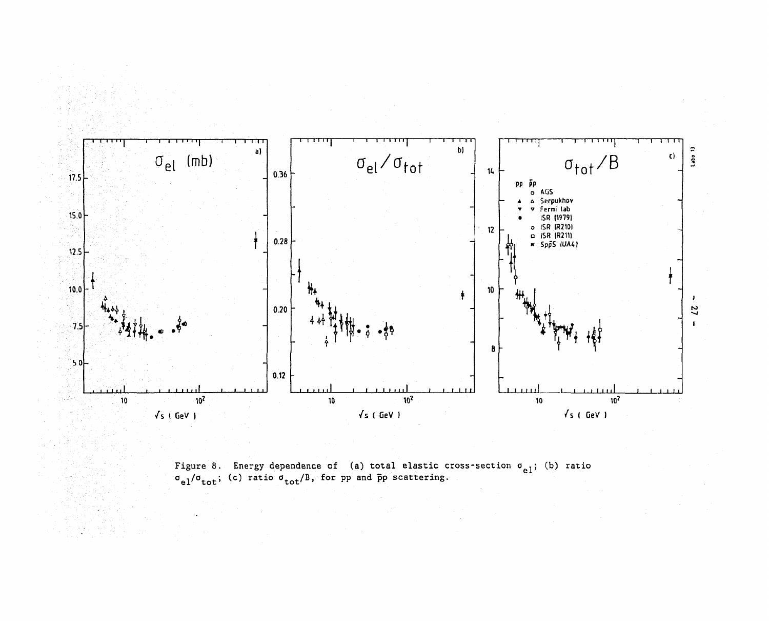$\sigma_{el}$ (mb)

a)

17.5

15.0

12.5

10.0

7.5

5.0

10

$10^2$

$\sqrt{s}$ ( GeV )

$\sigma_{el}/\sigma_{tot}$

b)

0.36

0.28

0.20

0.12

10

$10^2$

$\sqrt{s}$ ( GeV )

$\sigma_{tot}/B$

c)

14

12

10

8

pp $\bar{p}$p

o AGS

▲ △ Serpukhov

▼ ▽ Fermi lab

● ISR (1979)

o ISR (R210)

□ ISR (R211)

✱ S$p\bar{p}$S (UA4)

10

$10^2$

$\sqrt{s}$ ( GeV )

Labo 11

Figure 8. Energy dependence of (a) total elastic cross-section $\sigma_{el}$; (b) ratio $\sigma_{el}/\sigma_{tot}$; (c) ratio $\sigma_{tot}/B$, for pp and $\bar{p}$p scattering.